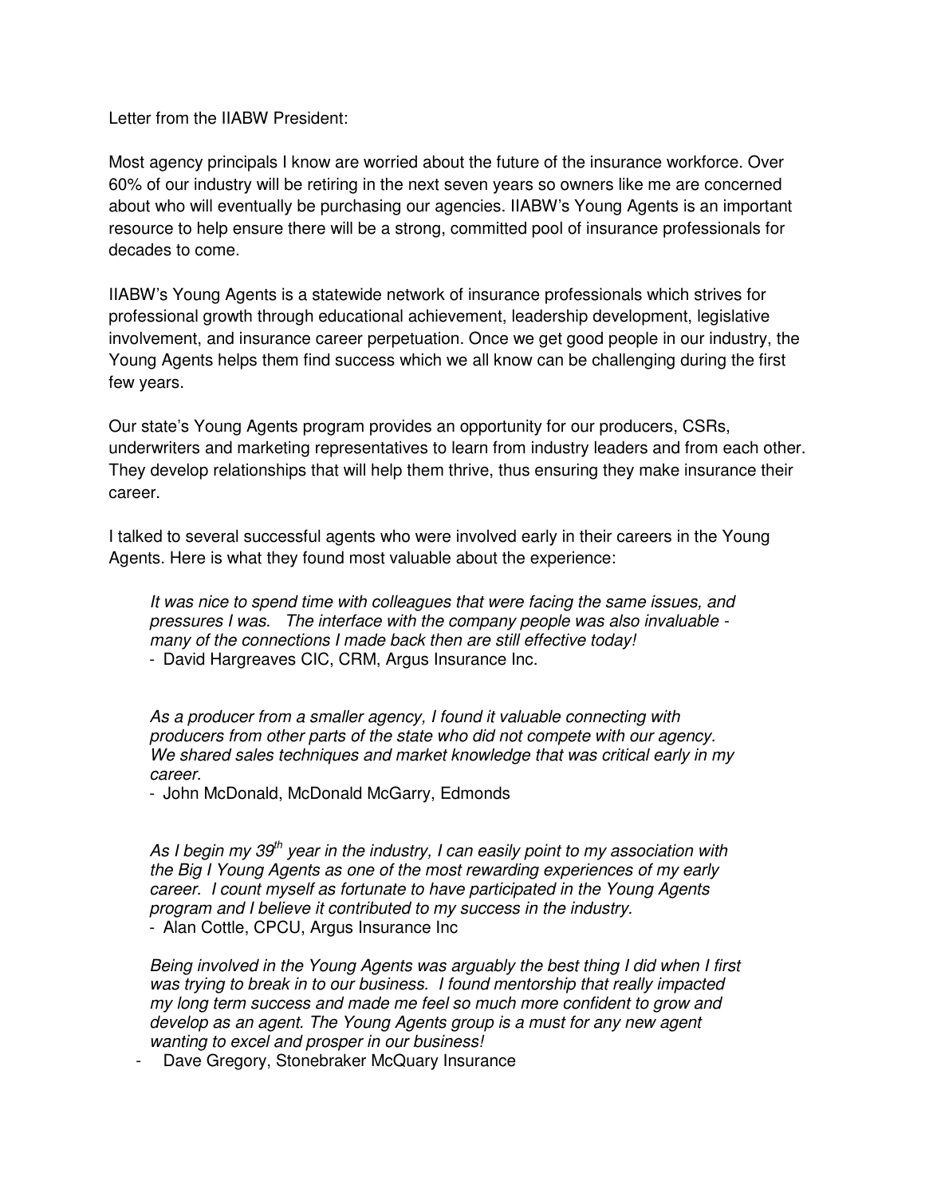Letter from the IIABW President:

Most agency principals I know are worried about the future of the insurance workforce. Over 60% of our industry will be retiring in the next seven years so owners like me are concerned about who will eventually be purchasing our agencies. IIABW's Young Agents is an important resource to help ensure there will be a strong, committed pool of insurance professionals for decades to come.

IIABW's Young Agents is a statewide network of insurance professionals which strives for professional growth through educational achievement, leadership development, legislative involvement, and insurance career perpetuation. Once we get good people in our industry, the Young Agents helps them find success which we all know can be challenging during the first few years.

Our state's Young Agents program provides an opportunity for our producers, CSRs, underwriters and marketing representatives to learn from industry leaders and from each other. They develop relationships that will help them thrive, thus ensuring they make insurance their career.

I talked to several successful agents who were involved early in their careers in the Young Agents. Here is what they found most valuable about the experience:

> *It was nice to spend time with colleagues that were facing the same issues, and pressures I was. The interface with the company people was also invaluable - many of the connections I made back then are still effective today!*
> - David Hargreaves CIC, CRM, Argus Insurance Inc.

> *As a producer from a smaller agency, I found it valuable connecting with producers from other parts of the state who did not compete with our agency. We shared sales techniques and market knowledge that was critical early in my career.*
> - John McDonald, McDonald McGarry, Edmonds

> *As I begin my 39th year in the industry, I can easily point to my association with the Big I Young Agents as one of the most rewarding experiences of my early career. I count myself as fortunate to have participated in the Young Agents program and I believe it contributed to my success in the industry.*
> - Alan Cottle, CPCU, Argus Insurance Inc

> *Being involved in the Young Agents was arguably the best thing I did when I first was trying to break in to our business. I found mentorship that really impacted my long term success and made me feel so much more confident to grow and develop as an agent. The Young Agents group is a must for any new agent wanting to excel and prosper in our business!*
> - Dave Gregory, Stonebraker McQuary Insurance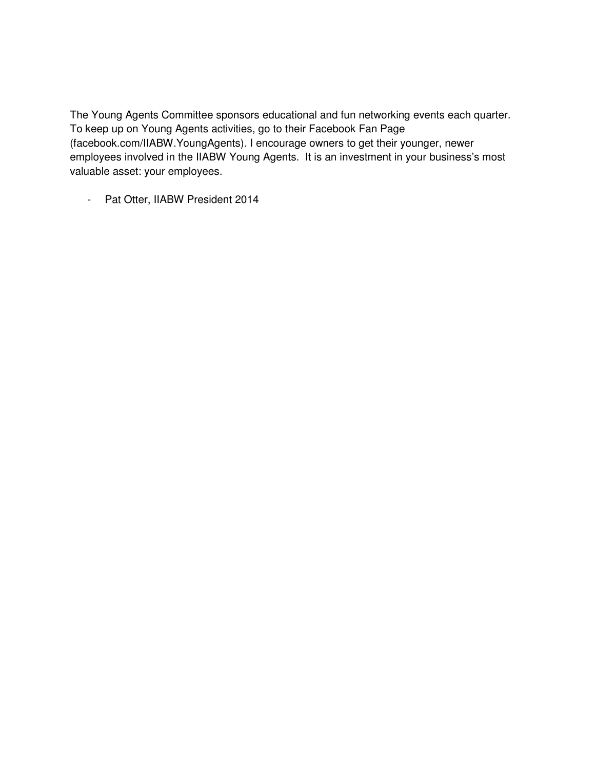The Young Agents Committee sponsors educational and fun networking events each quarter. To keep up on Young Agents activities, go to their Facebook Fan Page (facebook.com/IIABW.YoungAgents). I encourage owners to get their younger, newer employees involved in the IIABW Young Agents. It is an investment in your business's most valuable asset: your employees.

- Pat Otter, IIABW President 2014